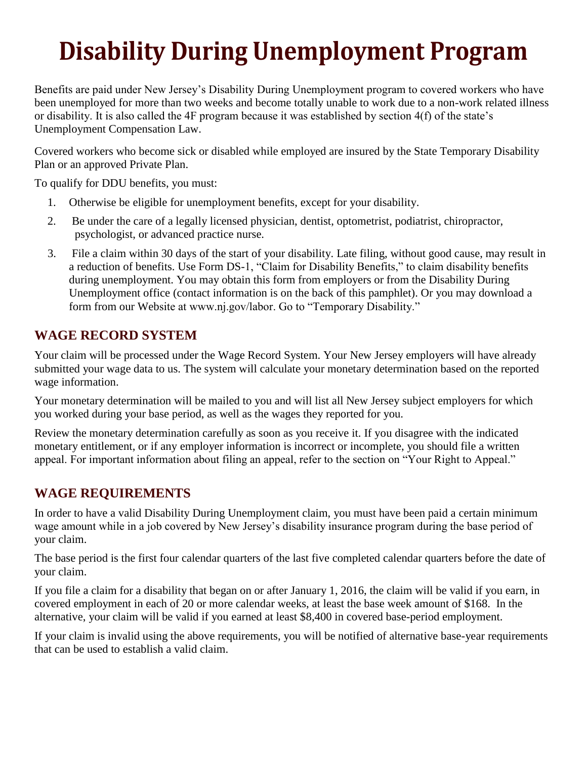# Disability During Unemployment Program

Benefits are paid under New Jersey's Disability During Unemployment program to covered workers who have been unemployed for more than two weeks and become totally unable to work due to a non-work related illness or disability. It is also called the 4F program because it was established by section 4(f) of the state's Unemployment Compensation Law.

Covered workers who become sick or disabled while employed are insured by the State Temporary Disability Plan or an approved Private Plan.

To qualify for DDU benefits, you must:

1. Otherwise be eligible for unemployment benefits, except for your disability.
2. Be under the care of a legally licensed physician, dentist, optometrist, podiatrist, chiropractor, psychologist, or advanced practice nurse.
3. File a claim within 30 days of the start of your disability. Late filing, without good cause, may result in a reduction of benefits. Use Form DS-1, "Claim for Disability Benefits," to claim disability benefits during unemployment. You may obtain this form from employers or from the Disability During Unemployment office (contact information is on the back of this pamphlet). Or you may download a form from our Website at www.nj.gov/labor. Go to "Temporary Disability."

## WAGE RECORD SYSTEM

Your claim will be processed under the Wage Record System. Your New Jersey employers will have already submitted your wage data to us. The system will calculate your monetary determination based on the reported wage information.

Your monetary determination will be mailed to you and will list all New Jersey subject employers for which you worked during your base period, as well as the wages they reported for you.

Review the monetary determination carefully as soon as you receive it. If you disagree with the indicated monetary entitlement, or if any employer information is incorrect or incomplete, you should file a written appeal. For important information about filing an appeal, refer to the section on "Your Right to Appeal."

## WAGE REQUIREMENTS

In order to have a valid Disability During Unemployment claim, you must have been paid a certain minimum wage amount while in a job covered by New Jersey's disability insurance program during the base period of your claim.

The base period is the first four calendar quarters of the last five completed calendar quarters before the date of your claim.

If you file a claim for a disability that began on or after January 1, 2016, the claim will be valid if you earn, in covered employment in each of 20 or more calendar weeks, at least the base week amount of $168. In the alternative, your claim will be valid if you earned at least $8,400 in covered base-period employment.

If your claim is invalid using the above requirements, you will be notified of alternative base-year requirements that can be used to establish a valid claim.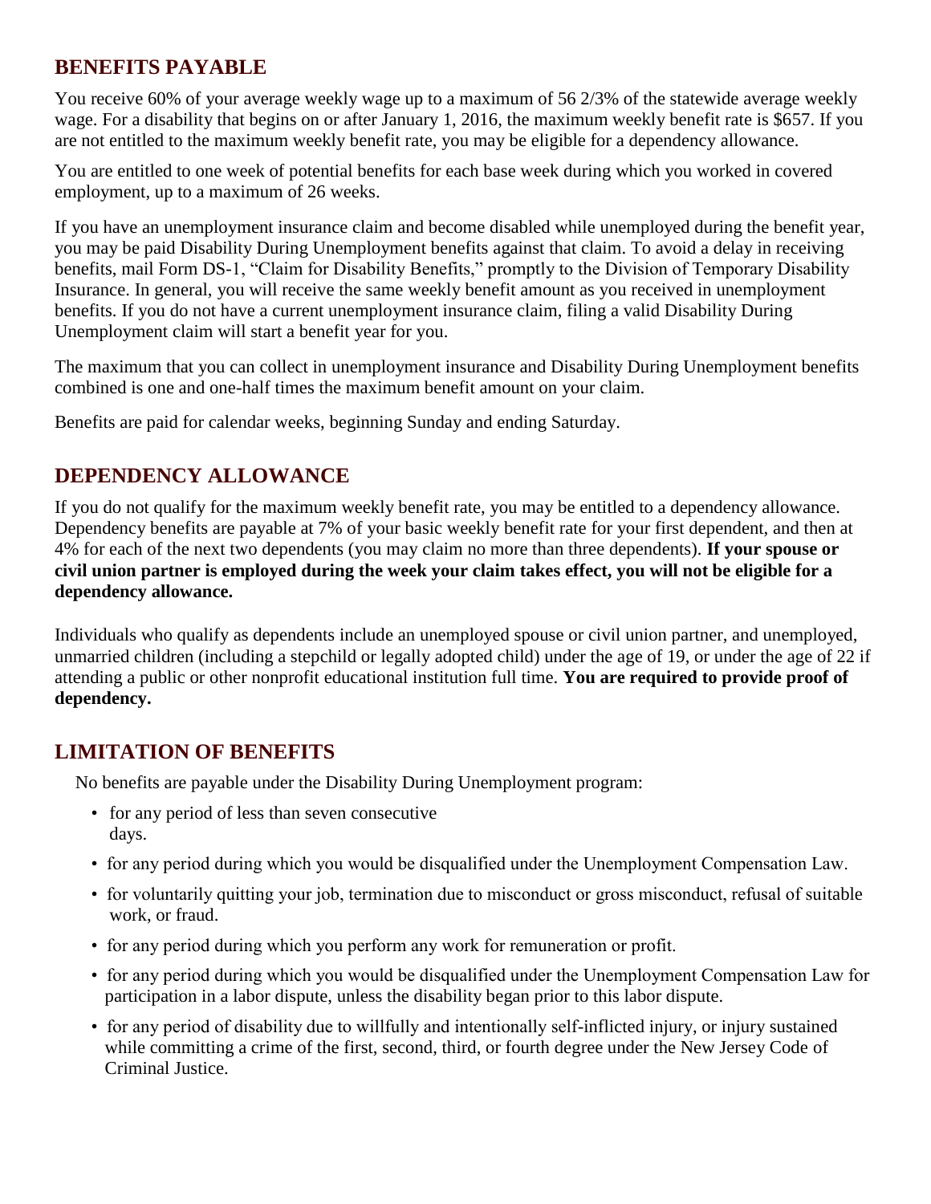## BENEFITS PAYABLE

You receive 60% of your average weekly wage up to a maximum of 56 2/3% of the statewide average weekly wage. For a disability that begins on or after January 1, 2016, the maximum weekly benefit rate is $657. If you are not entitled to the maximum weekly benefit rate, you may be eligible for a dependency allowance.

You are entitled to one week of potential benefits for each base week during which you worked in covered employment, up to a maximum of 26 weeks.

If you have an unemployment insurance claim and become disabled while unemployed during the benefit year, you may be paid Disability During Unemployment benefits against that claim. To avoid a delay in receiving benefits, mail Form DS-1, "Claim for Disability Benefits," promptly to the Division of Temporary Disability Insurance. In general, you will receive the same weekly benefit amount as you received in unemployment benefits. If you do not have a current unemployment insurance claim, filing a valid Disability During Unemployment claim will start a benefit year for you.

The maximum that you can collect in unemployment insurance and Disability During Unemployment benefits combined is one and one-half times the maximum benefit amount on your claim.

Benefits are paid for calendar weeks, beginning Sunday and ending Saturday.

## DEPENDENCY ALLOWANCE

If you do not qualify for the maximum weekly benefit rate, you may be entitled to a dependency allowance. Dependency benefits are payable at 7% of your basic weekly benefit rate for your first dependent, and then at 4% for each of the next two dependents (you may claim no more than three dependents). **If your spouse or civil union partner is employed during the week your claim takes effect, you will not be eligible for a dependency allowance.**

Individuals who qualify as dependents include an unemployed spouse or civil union partner, and unemployed, unmarried children (including a stepchild or legally adopted child) under the age of 19, or under the age of 22 if attending a public or other nonprofit educational institution full time. **You are required to provide proof of dependency.**

## LIMITATION OF BENEFITS

No benefits are payable under the Disability During Unemployment program:

- for any period of less than seven consecutive days.
- for any period during which you would be disqualified under the Unemployment Compensation Law.
- for voluntarily quitting your job, termination due to misconduct or gross misconduct, refusal of suitable work, or fraud.
- for any period during which you perform any work for remuneration or profit.
- for any period during which you would be disqualified under the Unemployment Compensation Law for participation in a labor dispute, unless the disability began prior to this labor dispute.
- for any period of disability due to willfully and intentionally self-inflicted injury, or injury sustained while committing a crime of the first, second, third, or fourth degree under the New Jersey Code of Criminal Justice.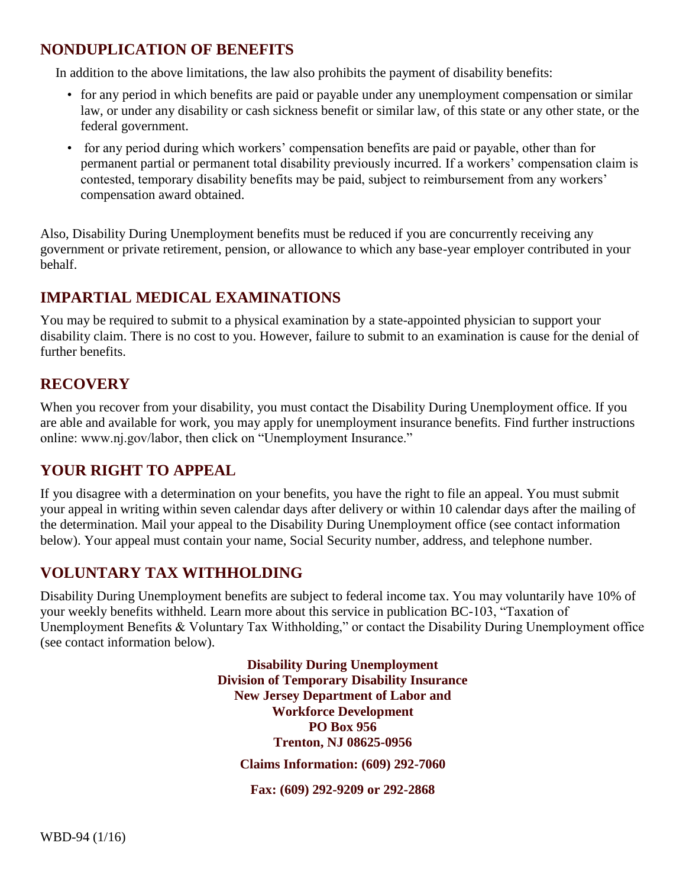## NONDUPLICATION OF BENEFITS

In addition to the above limitations, the law also prohibits the payment of disability benefits:

- for any period in which benefits are paid or payable under any unemployment compensation or similar law, or under any disability or cash sickness benefit or similar law, of this state or any other state, or the federal government.
- for any period during which workers' compensation benefits are paid or payable, other than for permanent partial or permanent total disability previously incurred. If a workers' compensation claim is contested, temporary disability benefits may be paid, subject to reimbursement from any workers' compensation award obtained.

Also, Disability During Unemployment benefits must be reduced if you are concurrently receiving any government or private retirement, pension, or allowance to which any base-year employer contributed in your behalf.

## IMPARTIAL MEDICAL EXAMINATIONS

You may be required to submit to a physical examination by a state-appointed physician to support your disability claim. There is no cost to you. However, failure to submit to an examination is cause for the denial of further benefits.

## RECOVERY

When you recover from your disability, you must contact the Disability During Unemployment office. If you are able and available for work, you may apply for unemployment insurance benefits. Find further instructions online: www.nj.gov/labor, then click on "Unemployment Insurance."

## YOUR RIGHT TO APPEAL

If you disagree with a determination on your benefits, you have the right to file an appeal. You must submit your appeal in writing within seven calendar days after delivery or within 10 calendar days after the mailing of the determination. Mail your appeal to the Disability During Unemployment office (see contact information below). Your appeal must contain your name, Social Security number, address, and telephone number.

## VOLUNTARY TAX WITHHOLDING

Disability During Unemployment benefits are subject to federal income tax. You may voluntarily have 10% of your weekly benefits withheld. Learn more about this service in publication BC-103, "Taxation of Unemployment Benefits & Voluntary Tax Withholding," or contact the Disability During Unemployment office (see contact information below).

**Disability During Unemployment**
**Division of Temporary Disability Insurance**
**New Jersey Department of Labor and Workforce Development**
**PO Box 956**
**Trenton, NJ 08625-0956**

**Claims Information: (609) 292-7060**

**Fax: (609) 292-9209 or 292-2868**

WBD-94 (1/16)